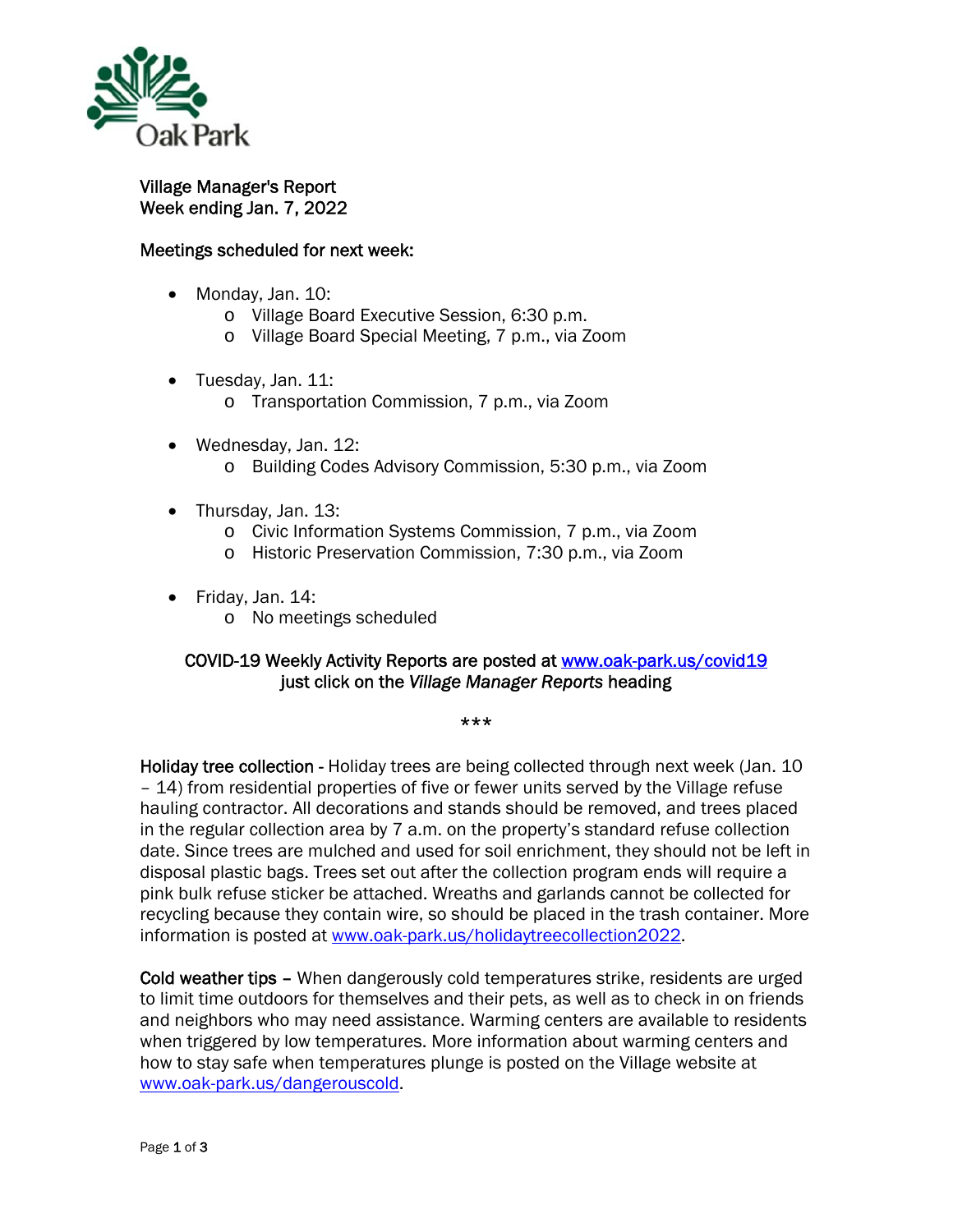Village Manager's Report
Week ending Jan. 7, 2022

**Meetings scheduled for next week:**

- Monday, Jan. 10:
  - Village Board Executive Session, 6:30 p.m.
  - Village Board Special Meeting, 7 p.m., via Zoom
- Tuesday, Jan. 11:
  - Transportation Commission, 7 p.m., via Zoom
- Wednesday, Jan. 12:
  - Building Codes Advisory Commission, 5:30 p.m., via Zoom
- Thursday, Jan. 13:
  - Civic Information Systems Commission, 7 p.m., via Zoom
  - Historic Preservation Commission, 7:30 p.m., via Zoom
- Friday, Jan. 14:
  - No meetings scheduled

COVID-19 Weekly Activity Reports are posted at [www.oak-park.us/covid19](www.oak-park.us/covid19) just click on the *Village Manager Reports* heading

***

**Holiday tree collection** - Holiday trees are being collected through next week (Jan. 10 – 14) from residential properties of five or fewer units served by the Village refuse hauling contractor. All decorations and stands should be removed, and trees placed in the regular collection area by 7 a.m. on the property's standard refuse collection date. Since trees are mulched and used for soil enrichment, they should not be left in disposal plastic bags. Trees set out after the collection program ends will require a pink bulk refuse sticker be attached. Wreaths and garlands cannot be collected for recycling because they contain wire, so should be placed in the trash container. More information is posted at [www.oak-park.us/holidaytreecollection2022](www.oak-park.us/holidaytreecollection2022).

**Cold weather tips** – When dangerously cold temperatures strike, residents are urged to limit time outdoors for themselves and their pets, as well as to check in on friends and neighbors who may need assistance. Warming centers are available to residents when triggered by low temperatures. More information about warming centers and how to stay safe when temperatures plunge is posted on the Village website at [www.oak-park.us/dangerouscold](www.oak-park.us/dangerouscold).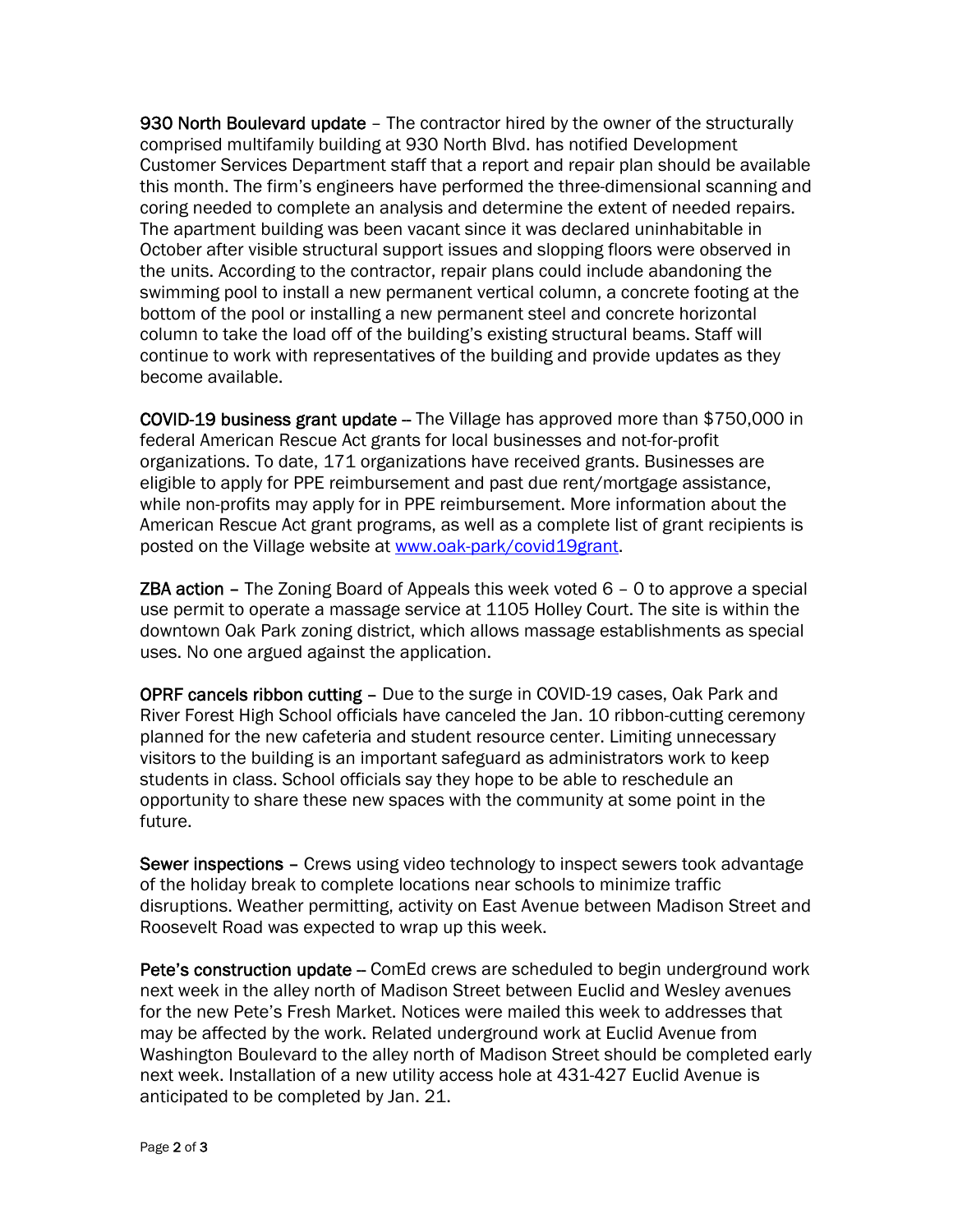**930 North Boulevard update** – The contractor hired by the owner of the structurally comprised multifamily building at 930 North Blvd. has notified Development Customer Services Department staff that a report and repair plan should be available this month. The firm's engineers have performed the three-dimensional scanning and coring needed to complete an analysis and determine the extent of needed repairs. The apartment building was been vacant since it was declared uninhabitable in October after visible structural support issues and slopping floors were observed in the units. According to the contractor, repair plans could include abandoning the swimming pool to install a new permanent vertical column, a concrete footing at the bottom of the pool or installing a new permanent steel and concrete horizontal column to take the load off of the building's existing structural beams. Staff will continue to work with representatives of the building and provide updates as they become available.

**COVID-19 business grant update** -- The Village has approved more than $750,000 in federal American Rescue Act grants for local businesses and not-for-profit organizations. To date, 171 organizations have received grants. Businesses are eligible to apply for PPE reimbursement and past due rent/mortgage assistance, while non-profits may apply for in PPE reimbursement. More information about the American Rescue Act grant programs, as well as a complete list of grant recipients is posted on the Village website at [www.oak-park/covid19grant](www.oak-park/covid19grant).

**ZBA action** – The Zoning Board of Appeals this week voted 6 – 0 to approve a special use permit to operate a massage service at 1105 Holley Court. The site is within the downtown Oak Park zoning district, which allows massage establishments as special uses. No one argued against the application.

**OPRF cancels ribbon cutting** – Due to the surge in COVID-19 cases, Oak Park and River Forest High School officials have canceled the Jan. 10 ribbon-cutting ceremony planned for the new cafeteria and student resource center. Limiting unnecessary visitors to the building is an important safeguard as administrators work to keep students in class. School officials say they hope to be able to reschedule an opportunity to share these new spaces with the community at some point in the future.

**Sewer inspections** – Crews using video technology to inspect sewers took advantage of the holiday break to complete locations near schools to minimize traffic disruptions. Weather permitting, activity on East Avenue between Madison Street and Roosevelt Road was expected to wrap up this week.

**Pete's construction update** -- ComEd crews are scheduled to begin underground work next week in the alley north of Madison Street between Euclid and Wesley avenues for the new Pete's Fresh Market. Notices were mailed this week to addresses that may be affected by the work. Related underground work at Euclid Avenue from Washington Boulevard to the alley north of Madison Street should be completed early next week. Installation of a new utility access hole at 431-427 Euclid Avenue is anticipated to be completed by Jan. 21.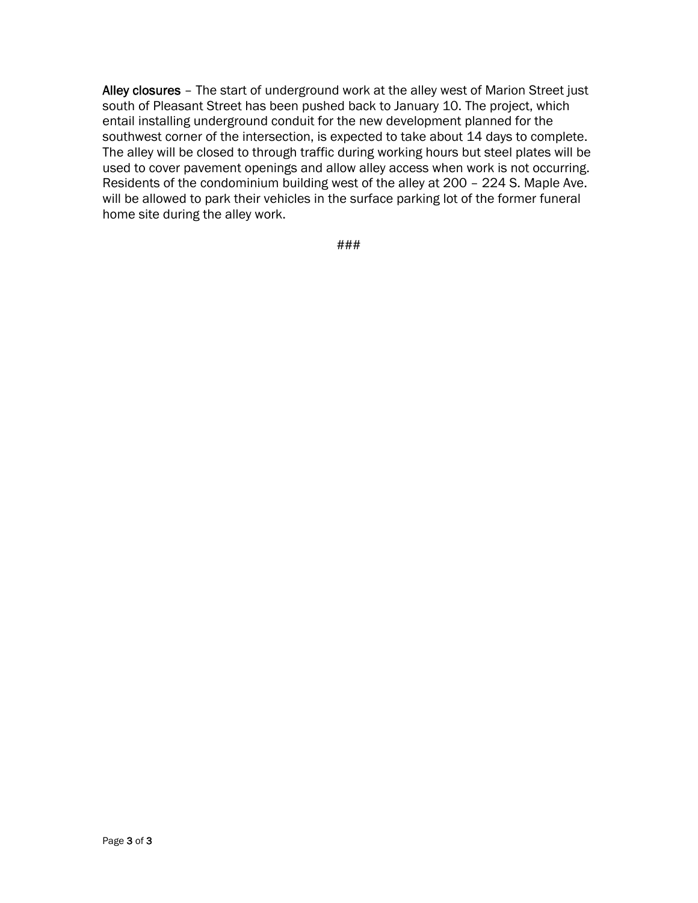**Alley closures** – The start of underground work at the alley west of Marion Street just south of Pleasant Street has been pushed back to January 10. The project, which entail installing underground conduit for the new development planned for the southwest corner of the intersection, is expected to take about 14 days to complete. The alley will be closed to through traffic during working hours but steel plates will be used to cover pavement openings and allow alley access when work is not occurring. Residents of the condominium building west of the alley at 200 – 224 S. Maple Ave. will be allowed to park their vehicles in the surface parking lot of the former funeral home site during the alley work.

###